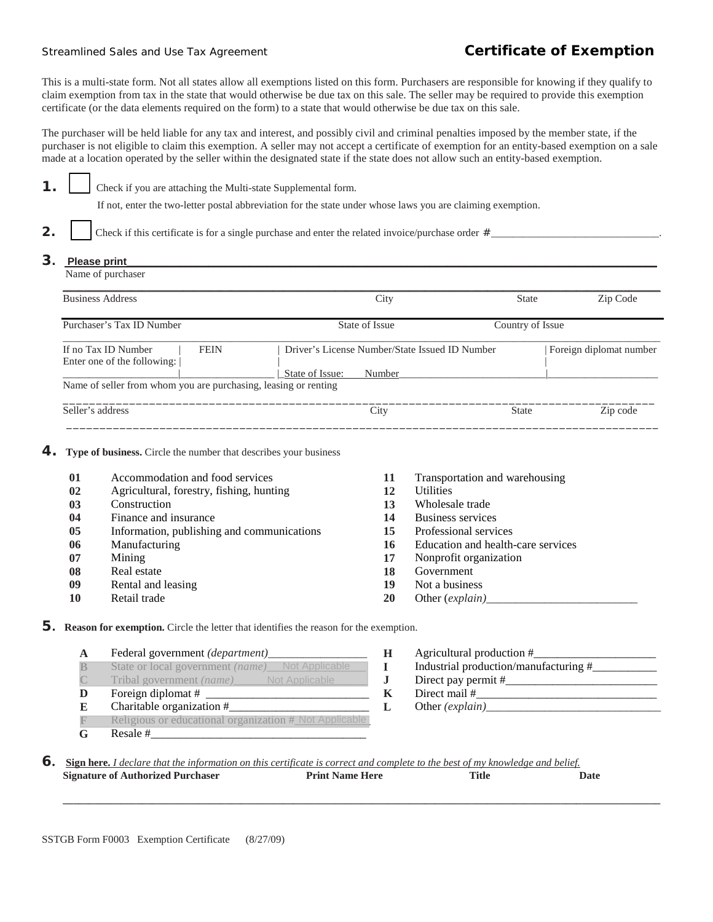Streamlined Sales and Use Tax Agreement

# Certificate of Exemption

This is a multi-state form. Not all states allow all exemptions listed on this form. Purchasers are responsible for knowing if they qualify to claim exemption from tax in the state that would otherwise be due tax on this sale. The seller may be required to provide this exemption certificate (or the data elements required on the form) to a state that would otherwise be due tax on this sale.

The purchaser will be held liable for any tax and interest, and possibly civil and criminal penalties imposed by the member state, if the purchaser is not eligible to claim this exemption. A seller may not accept a certificate of exemption for an entity-based exemption on a sale made at a location operated by the seller within the designated state if the state does not allow such an entity-based exemption.

**1.** ☐ Check if you are attaching the Multi-state Supplemental form.

If not, enter the two-letter postal abbreviation for the state under whose laws you are claiming exemption.

**2.** ☐ Check if this certificate is for a single purchase and enter the related invoice/purchase order #_______________________________.

**3.** **Please print**______________________________________________________________________________

Name of purchaser

______________________________________________________________________________

Business Address | City | State | Zip Code

______________________________________________________________________________

Purchaser's Tax ID Number | State of Issue | Country of Issue

______________________________________________________________________________

If no Tax ID Number Enter one of the following: | FEIN | Driver's License Number/State Issued ID Number | Foreign diplomat number

______________________ | _________________ | State of Issue: Number___________________________ | _____________________

Name of seller from whom you are purchasing, leasing or renting

______________________________________________________________________________

Seller's address | City | State | Zip code

______________________________________________________________________________

**4.** **Type of business.** Circle the number that describes your business

| | | | |
|---|---|---|---|
| **01** | Accommodation and food services | **11** | Transportation and warehousing |
| **02** | Agricultural, forestry, fishing, hunting | **12** | Utilities |
| **03** | Construction | **13** | Wholesale trade |
| **04** | Finance and insurance | **14** | Business services |
| **05** | Information, publishing and communications | **15** | Professional services |
| **06** | Manufacturing | **16** | Education and health-care services |
| **07** | Mining | **17** | Nonprofit organization |
| **08** | Real estate | **18** | Government |
| **09** | Rental and leasing | **19** | Not a business |
| **10** | Retail trade | **20** | Other *(explain)*__________________________ |

**5.** **Reason for exemption.** Circle the letter that identifies the reason for the exemption.

| | | | |
|---|---|---|---|
| **A** | Federal government *(department)*_________________ | **H** | Agricultural production #_____________________ |
| **B** | State or local government *(name)* Not Applicable | **I** | Industrial production/manufacturing #___________ |
| **C** | Tribal government *(name)* Not Applicable | **J** | Direct pay permit #__________________________ |
| **D** | Foreign diplomat # ___________________________ | **K** | Direct mail #_______________________________ |
| **E** | Charitable organization #_____________________ | **L** | Other *(explain)*______________________________ |
| **F** | Religious or educational organization # Not Applicable | | |
| **G** | Resale #______________________________________ | | |

**6.** **Sign here.** *I declare that the information on this certificate is correct and complete to the best of my knowledge and belief.*

**Signature of Authorized Purchaser** | **Print Name Here** | **Title** | **Date**

______________________________________________________________________________

SSTGB Form F0003 Exemption Certificate (8/27/09)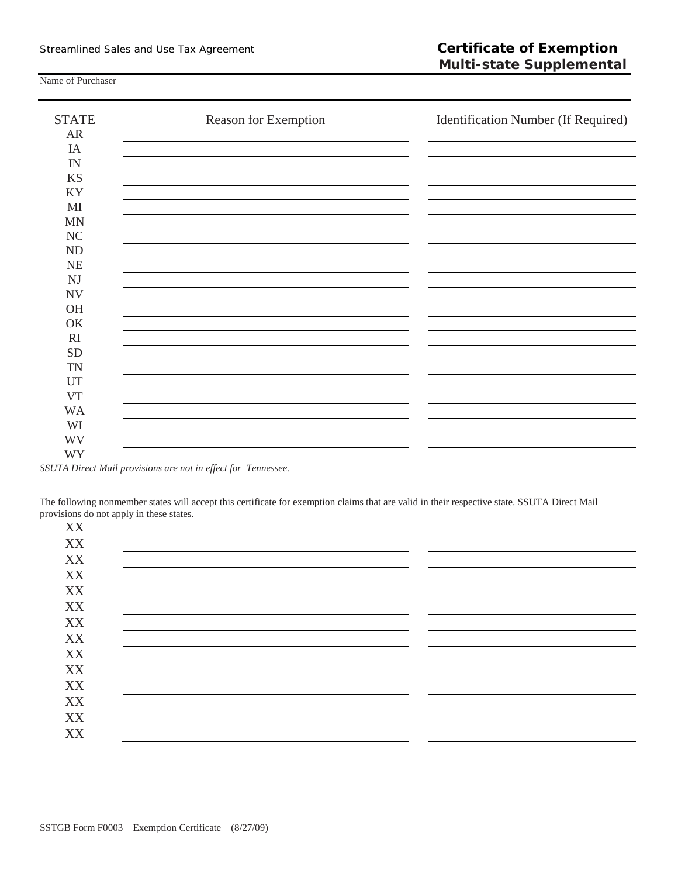Streamlined Sales and Use Tax Agreement

# Certificate of Exemption
## Multi-state Supplemental

Name of Purchaser

| STATE | Reason for Exemption | Identification Number (If Required) |
| --- | --- | --- |
| AR | | |
| IA | | |
| IN | | |
| KS | | |
| KY | | |
| MI | | |
| MN | | |
| NC | | |
| ND | | |
| NE | | |
| NJ | | |
| NV | | |
| OH | | |
| OK | | |
| RI | | |
| SD | | |
| TN | | |
| UT | | |
| VT | | |
| WA | | |
| WI | | |
| WV | | |
| WY | | |

*SSUTA Direct Mail provisions are not in effect for Tennessee.*

The following nonmember states will accept this certificate for exemption claims that are valid in their respective state. SSUTA Direct Mail provisions do not apply in these states.

| | | |
| --- | --- | --- |
| XX | | |
| XX | | |
| XX | | |
| XX | | |
| XX | | |
| XX | | |
| XX | | |
| XX | | |
| XX | | |
| XX | | |
| XX | | |
| XX | | |
| XX | | |
| XX | | |

SSTGB Form F0003 Exemption Certificate (8/27/09)